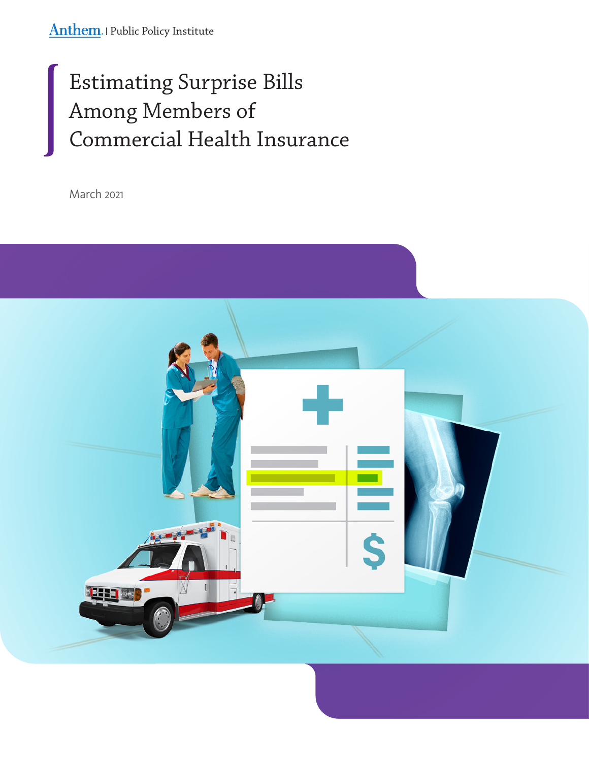Anthem. | Public Policy Institute

# Estimating Surprise Bills Among Members of Commercial Health Insurance

March 2021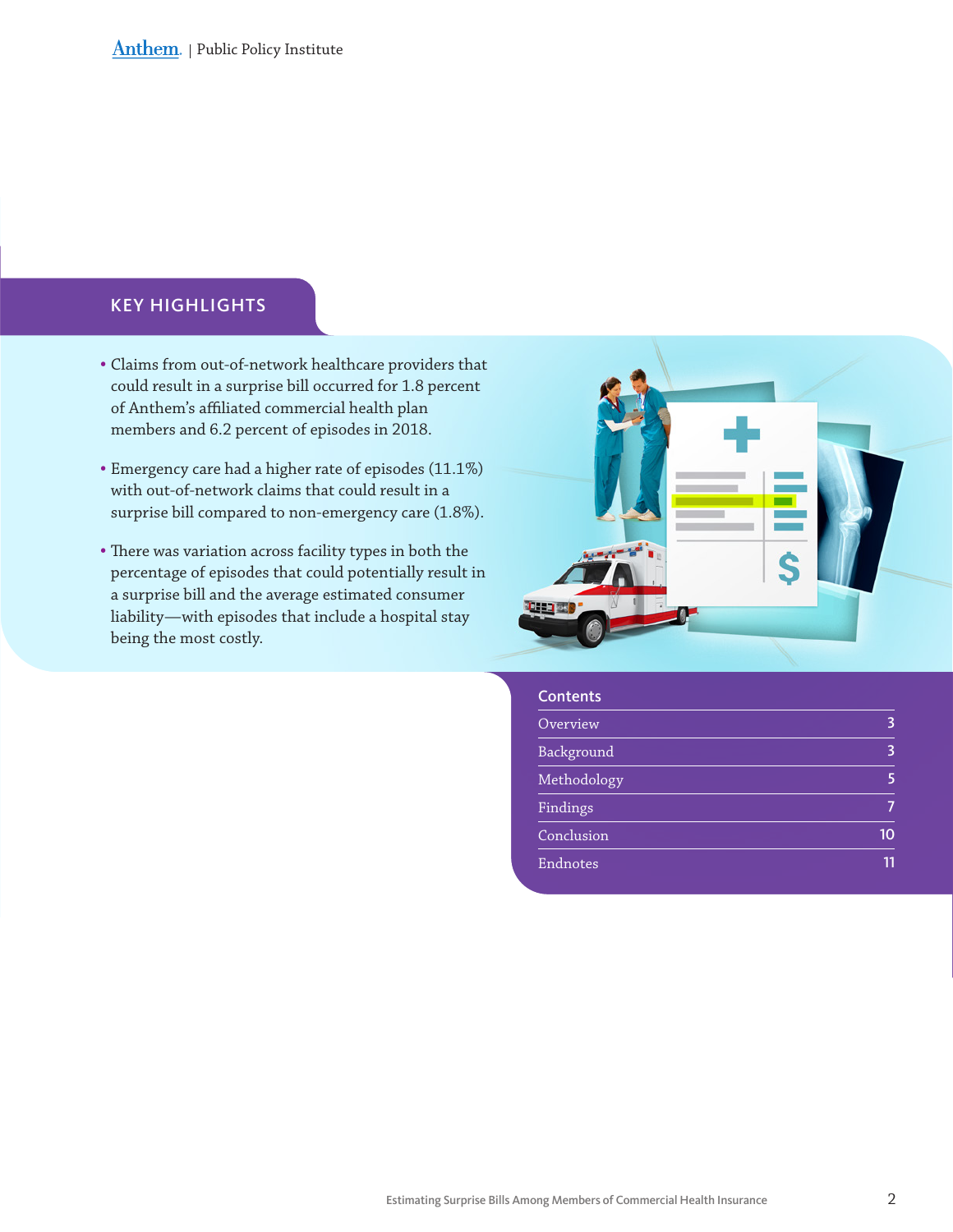## KEY HIGHLIGHTS

- Claims from out-of-network healthcare providers that could result in a surprise bill occurred for 1.8 percent of Anthem's affiliated commercial health plan members and 6.2 percent of episodes in 2018.
- Emergency care had a higher rate of episodes (11.1%) with out-of-network claims that could result in a surprise bill compared to non-emergency care (1.8%).
- There was variation across facility types in both the percentage of episodes that could potentially result in a surprise bill and the average estimated consumer liability—with episodes that include a hospital stay being the most costly.

### Contents

| | |
|---|---|
| Overview | 3 |
| Background | 3 |
| Methodology | 5 |
| Findings | 7 |
| Conclusion | 10 |
| Endnotes | 11 |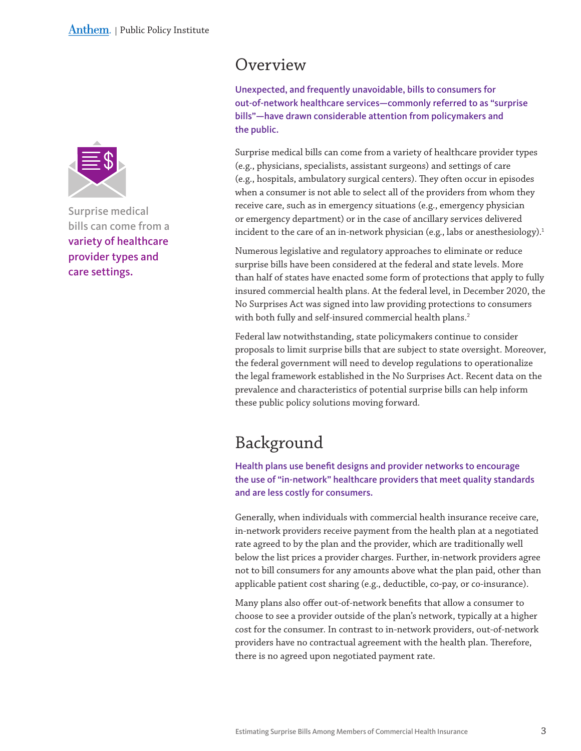## Overview

**Unexpected, and frequently unavoidable, bills to consumers for out-of-network healthcare services—commonly referred to as "surprise bills"—have drawn considerable attention from policymakers and the public.**

Surprise medical bills can come from a variety of healthcare provider types (e.g., physicians, specialists, assistant surgeons) and settings of care (e.g., hospitals, ambulatory surgical centers). They often occur in episodes when a consumer is not able to select all of the providers from whom they receive care, such as in emergency situations (e.g., emergency physician or emergency department) or in the case of ancillary services delivered incident to the care of an in-network physician (e.g., labs or anesthesiology).[1]

Surprise medical bills can come from a **variety of healthcare provider types and care settings.**

Numerous legislative and regulatory approaches to eliminate or reduce surprise bills have been considered at the federal and state levels. More than half of states have enacted some form of protections that apply to fully insured commercial health plans. At the federal level, in December 2020, the No Surprises Act was signed into law providing protections to consumers with both fully and self-insured commercial health plans.[2]

Federal law notwithstanding, state policymakers continue to consider proposals to limit surprise bills that are subject to state oversight. Moreover, the federal government will need to develop regulations to operationalize the legal framework established in the No Surprises Act. Recent data on the prevalence and characteristics of potential surprise bills can help inform these public policy solutions moving forward.

## Background

**Health plans use benefit designs and provider networks to encourage the use of "in-network" healthcare providers that meet quality standards and are less costly for consumers.**

Generally, when individuals with commercial health insurance receive care, in-network providers receive payment from the health plan at a negotiated rate agreed to by the plan and the provider, which are traditionally well below the list prices a provider charges. Further, in-network providers agree not to bill consumers for any amounts above what the plan paid, other than applicable patient cost sharing (e.g., deductible, co-pay, or co-insurance).

Many plans also offer out-of-network benefits that allow a consumer to choose to see a provider outside of the plan's network, typically at a higher cost for the consumer. In contrast to in-network providers, out-of-network providers have no contractual agreement with the health plan. Therefore, there is no agreed upon negotiated payment rate.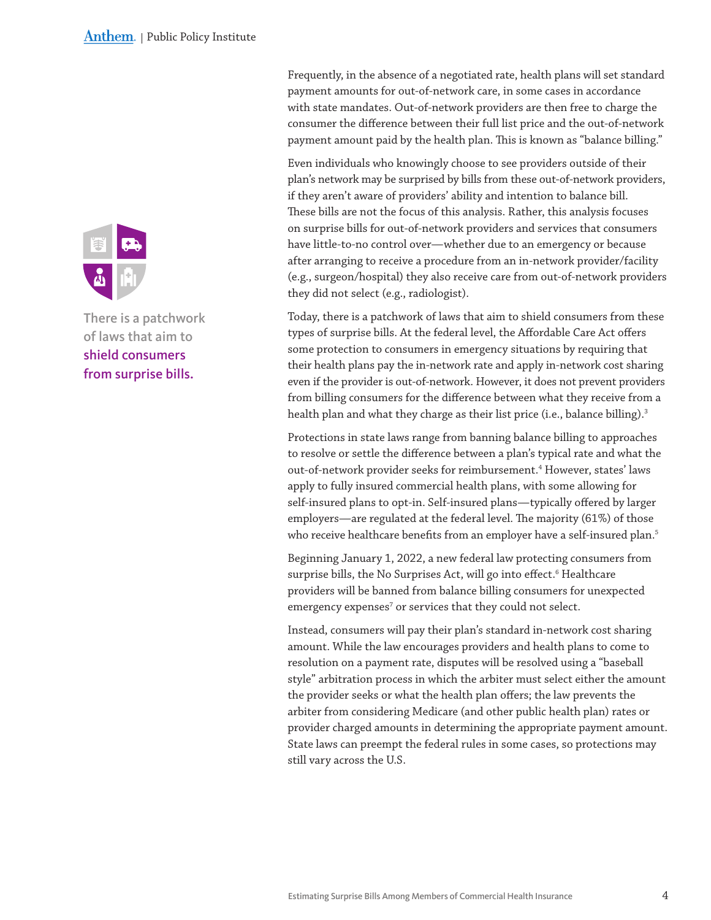There is a patchwork of laws that aim to **shield consumers from surprise bills.**

Frequently, in the absence of a negotiated rate, health plans will set standard payment amounts for out-of-network care, in some cases in accordance with state mandates. Out-of-network providers are then free to charge the consumer the difference between their full list price and the out-of-network payment amount paid by the health plan. This is known as "balance billing."

Even individuals who knowingly choose to see providers outside of their plan's network may be surprised by bills from these out-of-network providers, if they aren't aware of providers' ability and intention to balance bill. These bills are not the focus of this analysis. Rather, this analysis focuses on surprise bills for out-of-network providers and services that consumers have little-to-no control over—whether due to an emergency or because after arranging to receive a procedure from an in-network provider/facility (e.g., surgeon/hospital) they also receive care from out-of-network providers they did not select (e.g., radiologist).

Today, there is a patchwork of laws that aim to shield consumers from these types of surprise bills. At the federal level, the Affordable Care Act offers some protection to consumers in emergency situations by requiring that their health plans pay the in-network rate and apply in-network cost sharing even if the provider is out-of-network. However, it does not prevent providers from billing consumers for the difference between what they receive from a health plan and what they charge as their list price (i.e., balance billing).[3]

Protections in state laws range from banning balance billing to approaches to resolve or settle the difference between a plan's typical rate and what the out-of-network provider seeks for reimbursement.[4] However, states' laws apply to fully insured commercial health plans, with some allowing for self-insured plans to opt-in. Self-insured plans—typically offered by larger employers—are regulated at the federal level. The majority (61%) of those who receive healthcare benefits from an employer have a self-insured plan.[5]

Beginning January 1, 2022, a new federal law protecting consumers from surprise bills, the No Surprises Act, will go into effect.[6] Healthcare providers will be banned from balance billing consumers for unexpected emergency expenses[7] or services that they could not select.

Instead, consumers will pay their plan's standard in-network cost sharing amount. While the law encourages providers and health plans to come to resolution on a payment rate, disputes will be resolved using a "baseball style" arbitration process in which the arbiter must select either the amount the provider seeks or what the health plan offers; the law prevents the arbiter from considering Medicare (and other public health plan) rates or provider charged amounts in determining the appropriate payment amount. State laws can preempt the federal rules in some cases, so protections may still vary across the U.S.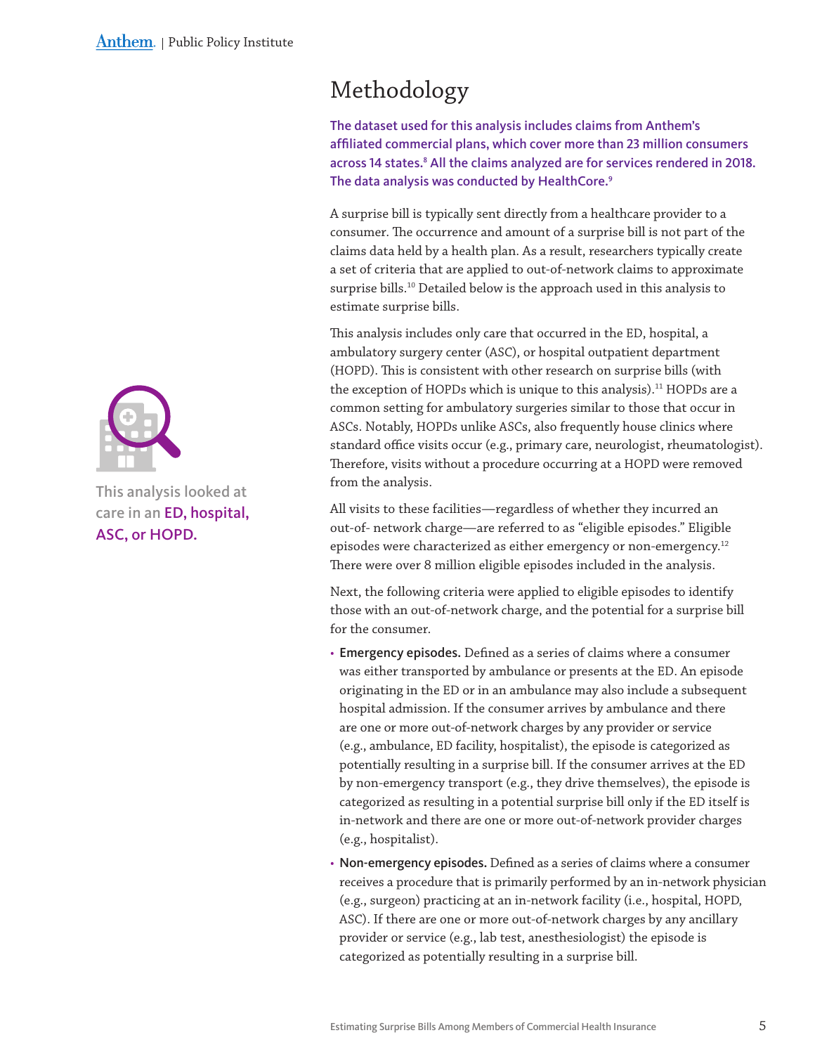# Methodology

**The dataset used for this analysis includes claims from Anthem's affiliated commercial plans, which cover more than 23 million consumers across 14 states.[8] All the claims analyzed are for services rendered in 2018. The data analysis was conducted by HealthCore.[9]**

A surprise bill is typically sent directly from a healthcare provider to a consumer. The occurrence and amount of a surprise bill is not part of the claims data held by a health plan. As a result, researchers typically create a set of criteria that are applied to out-of-network claims to approximate surprise bills.[10] Detailed below is the approach used in this analysis to estimate surprise bills.

This analysis includes only care that occurred in the ED, hospital, a ambulatory surgery center (ASC), or hospital outpatient department (HOPD). This is consistent with other research on surprise bills (with the exception of HOPDs which is unique to this analysis).[11] HOPDs are a common setting for ambulatory surgeries similar to those that occur in ASCs. Notably, HOPDs unlike ASCs, also frequently house clinics where standard office visits occur (e.g., primary care, neurologist, rheumatologist). Therefore, visits without a procedure occurring at a HOPD were removed from the analysis.

This analysis looked at care in an **ED, hospital, ASC, or HOPD.**

All visits to these facilities—regardless of whether they incurred an out-of- network charge—are referred to as "eligible episodes." Eligible episodes were characterized as either emergency or non-emergency.[12] There were over 8 million eligible episodes included in the analysis.

Next, the following criteria were applied to eligible episodes to identify those with an out-of-network charge, and the potential for a surprise bill for the consumer.

- **Emergency episodes.** Defined as a series of claims where a consumer was either transported by ambulance or presents at the ED. An episode originating in the ED or in an ambulance may also include a subsequent hospital admission. If the consumer arrives by ambulance and there are one or more out-of-network charges by any provider or service (e.g., ambulance, ED facility, hospitalist), the episode is categorized as potentially resulting in a surprise bill. If the consumer arrives at the ED by non-emergency transport (e.g., they drive themselves), the episode is categorized as resulting in a potential surprise bill only if the ED itself is in-network and there are one or more out-of-network provider charges (e.g., hospitalist).
- **Non-emergency episodes.** Defined as a series of claims where a consumer receives a procedure that is primarily performed by an in-network physician (e.g., surgeon) practicing at an in-network facility (i.e., hospital, HOPD, ASC). If there are one or more out-of-network charges by any ancillary provider or service (e.g., lab test, anesthesiologist) the episode is categorized as potentially resulting in a surprise bill.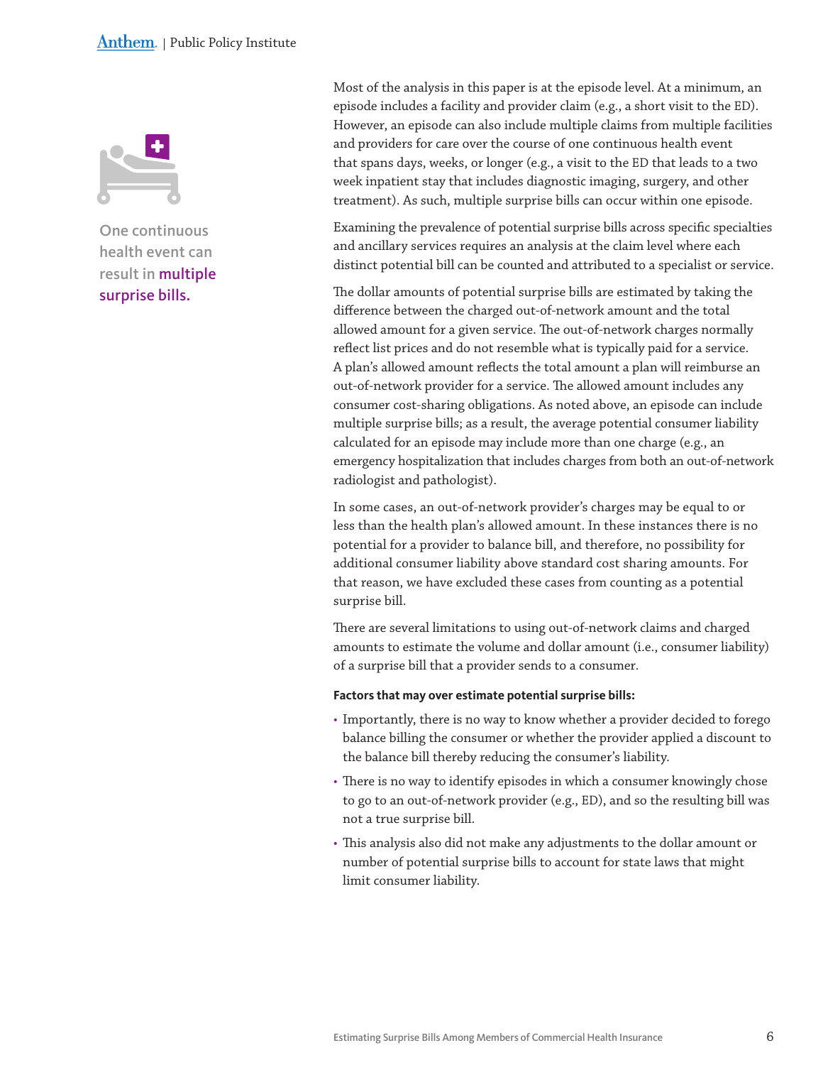One continuous health event can result in **multiple surprise bills.**

Most of the analysis in this paper is at the episode level. At a minimum, an episode includes a facility and provider claim (e.g., a short visit to the ED). However, an episode can also include multiple claims from multiple facilities and providers for care over the course of one continuous health event that spans days, weeks, or longer (e.g., a visit to the ED that leads to a two week inpatient stay that includes diagnostic imaging, surgery, and other treatment). As such, multiple surprise bills can occur within one episode.

Examining the prevalence of potential surprise bills across specific specialties and ancillary services requires an analysis at the claim level where each distinct potential bill can be counted and attributed to a specialist or service.

The dollar amounts of potential surprise bills are estimated by taking the difference between the charged out-of-network amount and the total allowed amount for a given service. The out-of-network charges normally reflect list prices and do not resemble what is typically paid for a service. A plan's allowed amount reflects the total amount a plan will reimburse an out-of-network provider for a service. The allowed amount includes any consumer cost-sharing obligations. As noted above, an episode can include multiple surprise bills; as a result, the average potential consumer liability calculated for an episode may include more than one charge (e.g., an emergency hospitalization that includes charges from both an out-of-network radiologist and pathologist).

In some cases, an out-of-network provider's charges may be equal to or less than the health plan's allowed amount. In these instances there is no potential for a provider to balance bill, and therefore, no possibility for additional consumer liability above standard cost sharing amounts. For that reason, we have excluded these cases from counting as a potential surprise bill.

There are several limitations to using out-of-network claims and charged amounts to estimate the volume and dollar amount (i.e., consumer liability) of a surprise bill that a provider sends to a consumer.

**Factors that may over estimate potential surprise bills:**

- Importantly, there is no way to know whether a provider decided to forego balance billing the consumer or whether the provider applied a discount to the balance bill thereby reducing the consumer's liability.
- There is no way to identify episodes in which a consumer knowingly chose to go to an out-of-network provider (e.g., ED), and so the resulting bill was not a true surprise bill.
- This analysis also did not make any adjustments to the dollar amount or number of potential surprise bills to account for state laws that might limit consumer liability.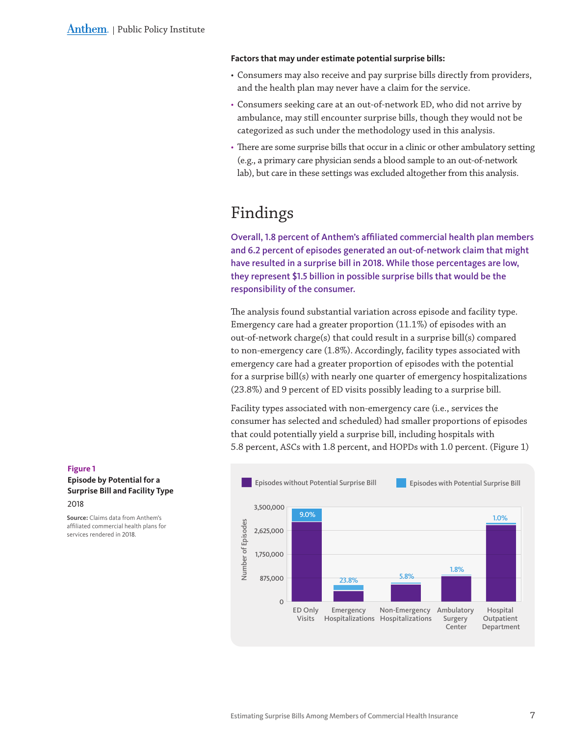**Factors that may under estimate potential surprise bills:**

- Consumers may also receive and pay surprise bills directly from providers, and the health plan may never have a claim for the service.
- Consumers seeking care at an out-of-network ED, who did not arrive by ambulance, may still encounter surprise bills, though they would not be categorized as such under the methodology used in this analysis.
- There are some surprise bills that occur in a clinic or other ambulatory setting (e.g., a primary care physician sends a blood sample to an out-of-network lab), but care in these settings was excluded altogether from this analysis.

# Findings

**Overall, 1.8 percent of Anthem's affiliated commercial health plan members and 6.2 percent of episodes generated an out-of-network claim that might have resulted in a surprise bill in 2018. While those percentages are low, they represent $1.5 billion in possible surprise bills that would be the responsibility of the consumer.**

The analysis found substantial variation across episode and facility type. Emergency care had a greater proportion (11.1%) of episodes with an out-of-network charge(s) that could result in a surprise bill(s) compared to non-emergency care (1.8%). Accordingly, facility types associated with emergency care had a greater proportion of episodes with the potential for a surprise bill(s) with nearly one quarter of emergency hospitalizations (23.8%) and 9 percent of ED visits possibly leading to a surprise bill.

Facility types associated with non-emergency care (i.e., services the consumer has selected and scheduled) had smaller proportions of episodes that could potentially yield a surprise bill, including hospitals with 5.8 percent, ASCs with 1.8 percent, and HOPDs with 1.0 percent. (Figure 1)

**Figure 1**

**Episode by Potential for a Surprise Bill and Facility Type**

2018

**Source:** Claims data from Anthem's affiliated commercial health plans for services rendered in 2018.

| Facility Type | Episodes with Potential Surprise Bill |
|---|---|
| ED Only Visits | 9.0% |
| Emergency Hospitalizations | 23.8% |
| Non-Emergency Hospitalizations | 5.8% |
| Ambulatory Surgery Center | 1.8% |
| Hospital Outpatient Department | 1.0% |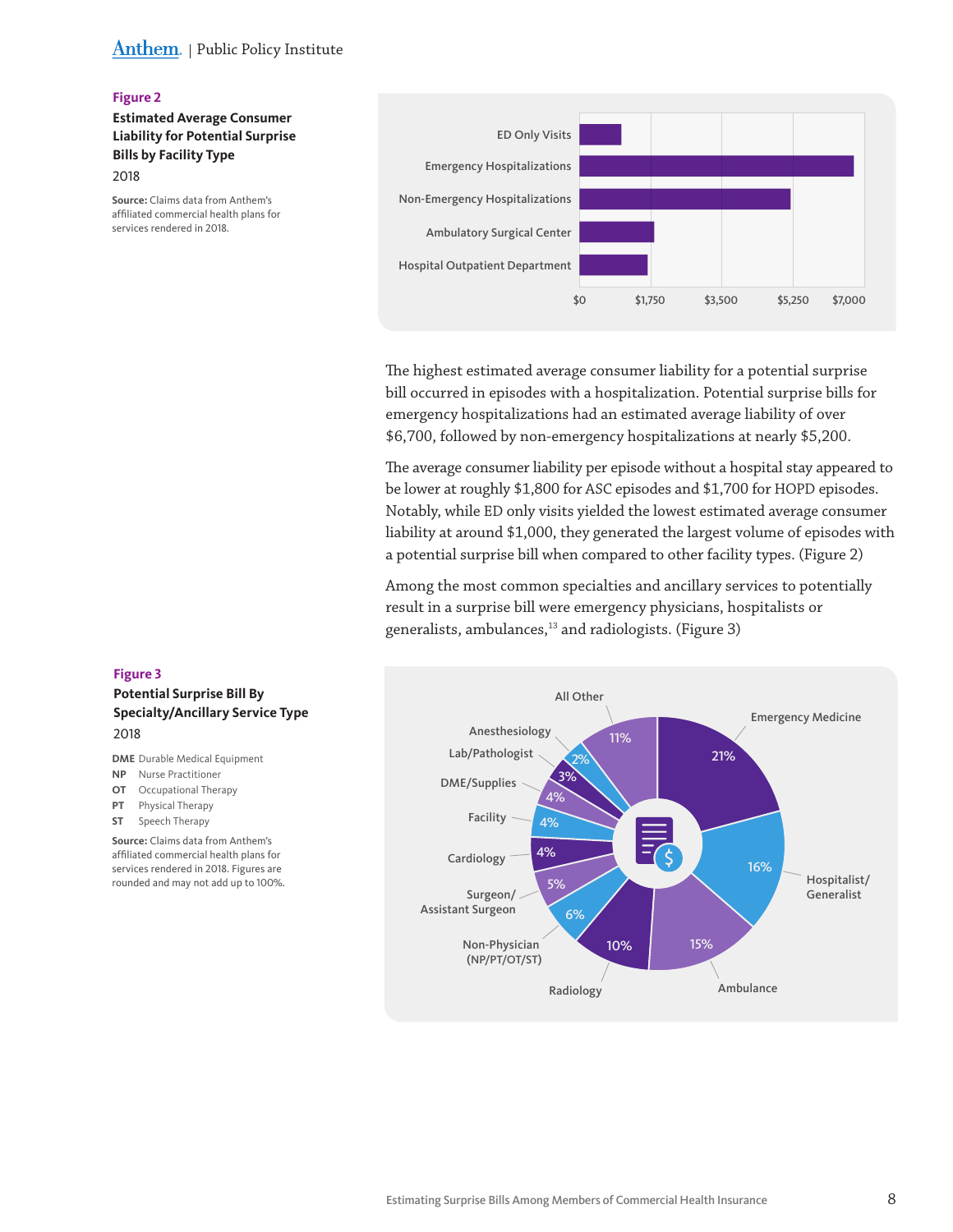**Figure 2**

**Estimated Average Consumer Liability for Potential Surprise Bills by Facility Type**

2018

**Source:** Claims data from Anthem's affiliated commercial health plans for services rendered in 2018.

The highest estimated average consumer liability for a potential surprise bill occurred in episodes with a hospitalization. Potential surprise bills for emergency hospitalizations had an estimated average liability of over $6,700, followed by non-emergency hospitalizations at nearly $5,200.

The average consumer liability per episode without a hospital stay appeared to be lower at roughly $1,800 for ASC episodes and $1,700 for HOPD episodes. Notably, while ED only visits yielded the lowest estimated average consumer liability at around $1,000, they generated the largest volume of episodes with a potential surprise bill when compared to other facility types. (Figure 2)

Among the most common specialties and ancillary services to potentially result in a surprise bill were emergency physicians, hospitalists or generalists, ambulances,[13] and radiologists. (Figure 3)

**Figure 3**

**Potential Surprise Bill By Specialty/Ancillary Service Type**

2018

**DME** Durable Medical Equipment
**NP** Nurse Practitioner
**OT** Occupational Therapy
**PT** Physical Therapy
**ST** Speech Therapy

**Source:** Claims data from Anthem's affiliated commercial health plans for services rendered in 2018. Figures are rounded and may not add up to 100%.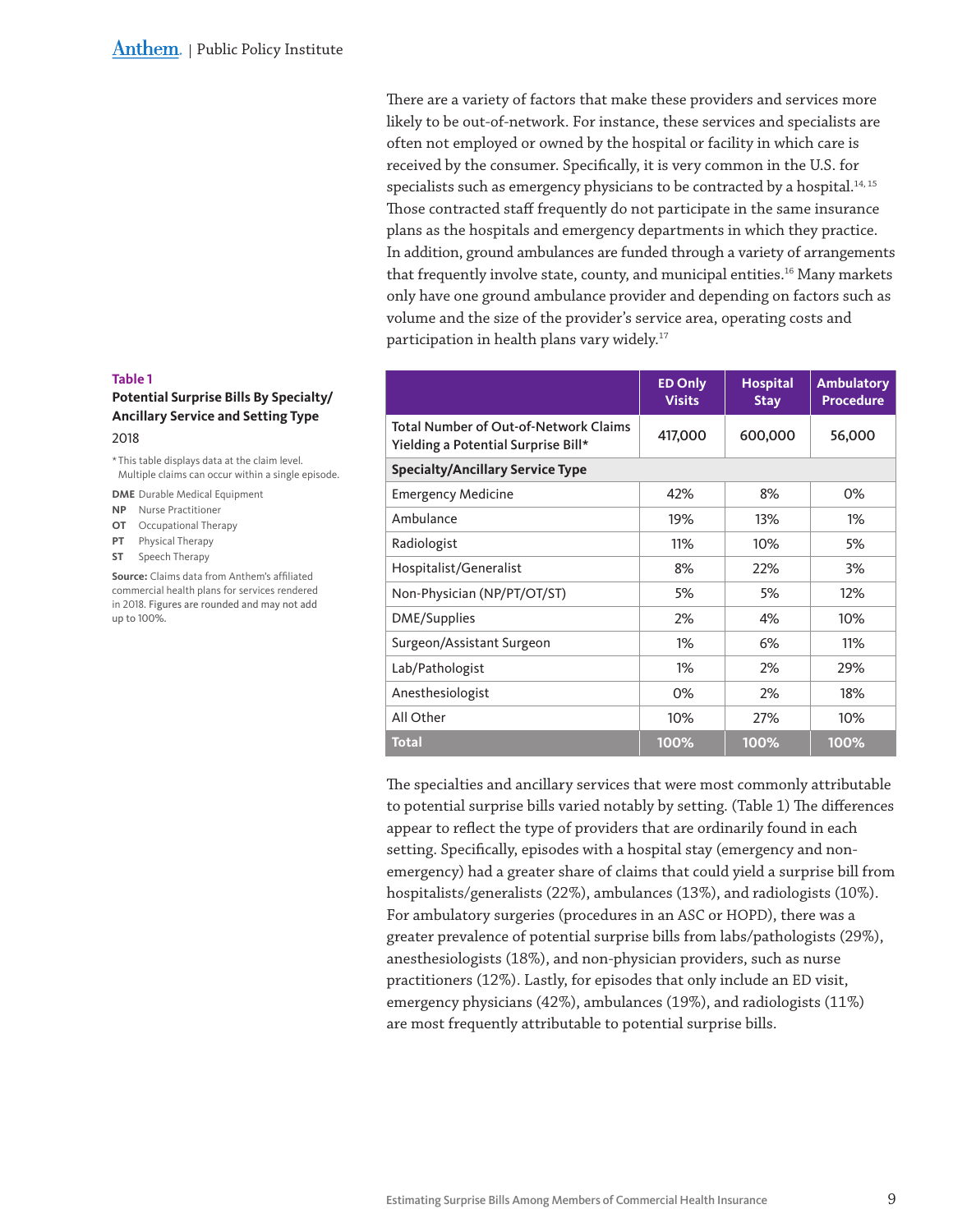There are a variety of factors that make these providers and services more likely to be out-of-network. For instance, these services and specialists are often not employed or owned by the hospital or facility in which care is received by the consumer. Specifically, it is very common in the U.S. for specialists such as emergency physicians to be contracted by a hospital.[14, 15] Those contracted staff frequently do not participate in the same insurance plans as the hospitals and emergency departments in which they practice. In addition, ground ambulances are funded through a variety of arrangements that frequently involve state, county, and municipal entities.[16] Many markets only have one ground ambulance provider and depending on factors such as volume and the size of the provider's service area, operating costs and participation in health plans vary widely.[17]

**Table 1**

**Potential Surprise Bills By Specialty/ Ancillary Service and Setting Type**

2018

| | ED Only Visits | Hospital Stay | Ambulatory Procedure |
|---|---|---|---|
| Total Number of Out-of-Network Claims Yielding a Potential Surprise Bill* | 417,000 | 600,000 | 56,000 |
| **Specialty/Ancillary Service Type** | | | |
| Emergency Medicine | 42% | 8% | 0% |
| Ambulance | 19% | 13% | 1% |
| Radiologist | 11% | 10% | 5% |
| Hospitalist/Generalist | 8% | 22% | 3% |
| Non-Physician (NP/PT/OT/ST) | 5% | 5% | 12% |
| DME/Supplies | 2% | 4% | 10% |
| Surgeon/Assistant Surgeon | 1% | 6% | 11% |
| Lab/Pathologist | 1% | 2% | 29% |
| Anesthesiologist | 0% | 2% | 18% |
| All Other | 10% | 27% | 10% |
| **Total** | **100%** | **100%** | **100%** |

* This table displays data at the claim level. Multiple claims can occur within a single episode.

**DME** Durable Medical Equipment
**NP** Nurse Practitioner
**OT** Occupational Therapy
**PT** Physical Therapy
**ST** Speech Therapy

**Source:** Claims data from Anthem's affiliated commercial health plans for services rendered in 2018. Figures are rounded and may not add up to 100%.

The specialties and ancillary services that were most commonly attributable to potential surprise bills varied notably by setting. (Table 1) The differences appear to reflect the type of providers that are ordinarily found in each setting. Specifically, episodes with a hospital stay (emergency and non-emergency) had a greater share of claims that could yield a surprise bill from hospitalists/generalists (22%), ambulances (13%), and radiologists (10%). For ambulatory surgeries (procedures in an ASC or HOPD), there was a greater prevalence of potential surprise bills from labs/pathologists (29%), anesthesiologists (18%), and non-physician providers, such as nurse practitioners (12%). Lastly, for episodes that only include an ED visit, emergency physicians (42%), ambulances (19%), and radiologists (11%) are most frequently attributable to potential surprise bills.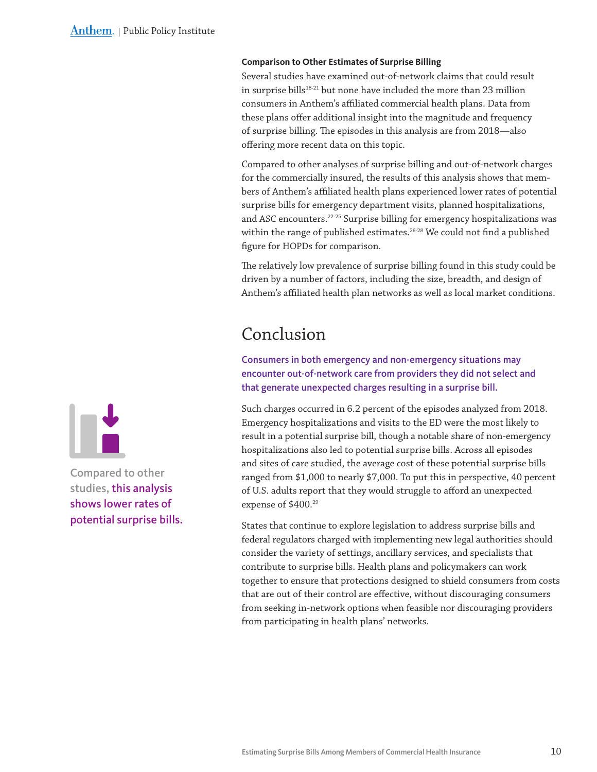### Comparison to Other Estimates of Surprise Billing

Several studies have examined out-of-network claims that could result in surprise bills[18-21] but none have included the more than 23 million consumers in Anthem's affiliated commercial health plans. Data from these plans offer additional insight into the magnitude and frequency of surprise billing. The episodes in this analysis are from 2018—also offering more recent data on this topic.

Compared to other analyses of surprise billing and out-of-network charges for the commercially insured, the results of this analysis shows that members of Anthem's affiliated health plans experienced lower rates of potential surprise bills for emergency department visits, planned hospitalizations, and ASC encounters.[22-25] Surprise billing for emergency hospitalizations was within the range of published estimates.[26-28] We could not find a published figure for HOPDs for comparison.

The relatively low prevalence of surprise billing found in this study could be driven by a number of factors, including the size, breadth, and design of Anthem's affiliated health plan networks as well as local market conditions.

Compared to other studies, **this analysis shows lower rates of potential surprise bills.**

## Conclusion

**Consumers in both emergency and non-emergency situations may encounter out-of-network care from providers they did not select and that generate unexpected charges resulting in a surprise bill.**

Such charges occurred in 6.2 percent of the episodes analyzed from 2018. Emergency hospitalizations and visits to the ED were the most likely to result in a potential surprise bill, though a notable share of non-emergency hospitalizations also led to potential surprise bills. Across all episodes and sites of care studied, the average cost of these potential surprise bills ranged from $1,000 to nearly $7,000. To put this in perspective, 40 percent of U.S. adults report that they would struggle to afford an unexpected expense of $400.[29]

States that continue to explore legislation to address surprise bills and federal regulators charged with implementing new legal authorities should consider the variety of settings, ancillary services, and specialists that contribute to surprise bills. Health plans and policymakers can work together to ensure that protections designed to shield consumers from costs that are out of their control are effective, without discouraging consumers from seeking in-network options when feasible nor discouraging providers from participating in health plans' networks.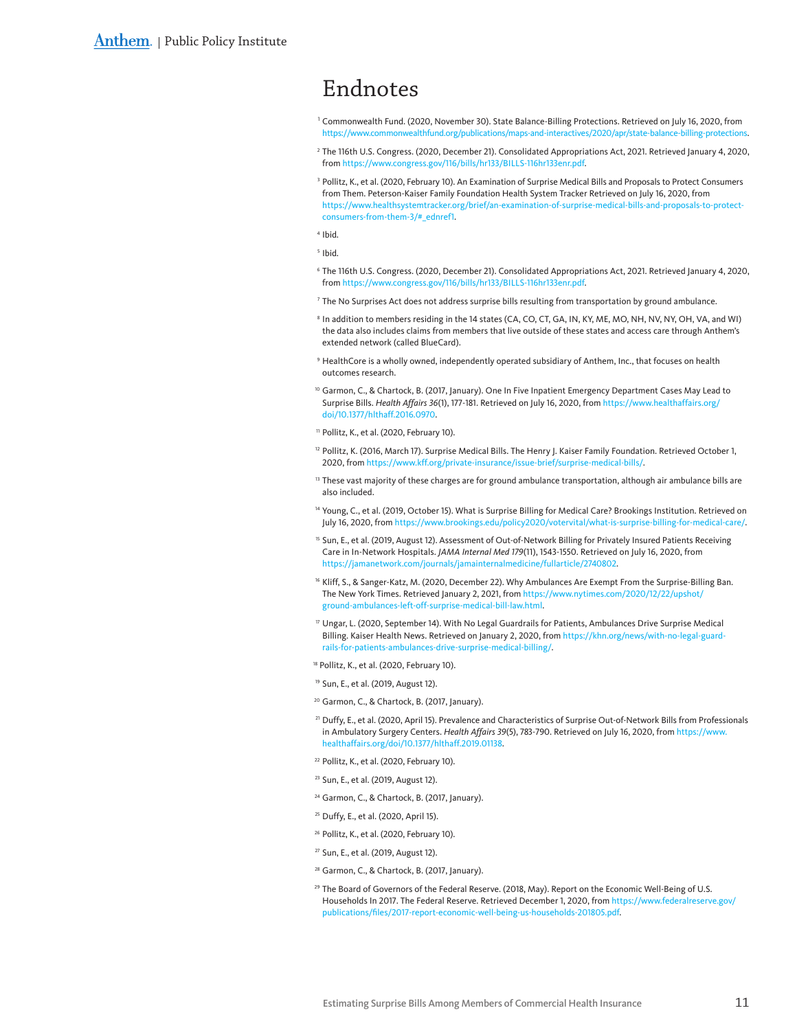# Endnotes

[1] Commonwealth Fund. (2020, November 30). State Balance-Billing Protections. Retrieved on July 16, 2020, from https://www.commonwealthfund.org/publications/maps-and-interactives/2020/apr/state-balance-billing-protections.

[2] The 116th U.S. Congress. (2020, December 21). Consolidated Appropriations Act, 2021. Retrieved January 4, 2020, from https://www.congress.gov/116/bills/hr133/BILLS-116hr133enr.pdf.

[3] Pollitz, K., et al. (2020, February 10). An Examination of Surprise Medical Bills and Proposals to Protect Consumers from Them. Peterson-Kaiser Family Foundation Health System Tracker Retrieved on July 16, 2020, from https://www.healthsystemtracker.org/brief/an-examination-of-surprise-medical-bills-and-proposals-to-protect-consumers-from-them-3/#_ednref1.

[4] Ibid.

[5] Ibid.

[6] The 116th U.S. Congress. (2020, December 21). Consolidated Appropriations Act, 2021. Retrieved January 4, 2020, from https://www.congress.gov/116/bills/hr133/BILLS-116hr133enr.pdf.

[7] The No Surprises Act does not address surprise bills resulting from transportation by ground ambulance.

[8] In addition to members residing in the 14 states (CA, CO, CT, GA, IN, KY, ME, MO, NH, NV, NY, OH, VA, and WI) the data also includes claims from members that live outside of these states and access care through Anthem's extended network (called BlueCard).

[9] HealthCore is a wholly owned, independently operated subsidiary of Anthem, Inc., that focuses on health outcomes research.

[10] Garmon, C., & Chartock, B. (2017, January). One In Five Inpatient Emergency Department Cases May Lead to Surprise Bills. *Health Affairs 36*(1), 177-181. Retrieved on July 16, 2020, from https://www.healthaffairs.org/doi/10.1377/hlthaff.2016.0970.

[11] Pollitz, K., et al. (2020, February 10).

[12] Pollitz, K. (2016, March 17). Surprise Medical Bills. The Henry J. Kaiser Family Foundation. Retrieved October 1, 2020, from https://www.kff.org/private-insurance/issue-brief/surprise-medical-bills/.

[13] These vast majority of these charges are for ground ambulance transportation, although air ambulance bills are also included.

[14] Young, C., et al. (2019, October 15). What is Surprise Billing for Medical Care? Brookings Institution. Retrieved on July 16, 2020, from https://www.brookings.edu/policy2020/votervital/what-is-surprise-billing-for-medical-care/.

[15] Sun, E., et al. (2019, August 12). Assessment of Out-of-Network Billing for Privately Insured Patients Receiving Care in In-Network Hospitals. *JAMA Internal Med 179*(11), 1543-1550. Retrieved on July 16, 2020, from https://jamanetwork.com/journals/jamainternalmedicine/fullarticle/2740802.

[16] Kliff, S., & Sanger-Katz, M. (2020, December 22). Why Ambulances Are Exempt From the Surprise-Billing Ban. The New York Times. Retrieved January 2, 2021, from https://www.nytimes.com/2020/12/22/upshot/ground-ambulances-left-off-surprise-medical-bill-law.html.

[17] Ungar, L. (2020, September 14). With No Legal Guardrails for Patients, Ambulances Drive Surprise Medical Billing. Kaiser Health News. Retrieved on January 2, 2020, from https://khn.org/news/with-no-legal-guard-rails-for-patients-ambulances-drive-surprise-medical-billing/.

[18] Pollitz, K., et al. (2020, February 10).

[19] Sun, E., et al. (2019, August 12).

[20] Garmon, C., & Chartock, B. (2017, January).

[21] Duffy, E., et al. (2020, April 15). Prevalence and Characteristics of Surprise Out-of-Network Bills from Professionals in Ambulatory Surgery Centers. *Health Affairs 39*(5), 783-790. Retrieved on July 16, 2020, from https://www.healthaffairs.org/doi/10.1377/hlthaff.2019.01138.

[22] Pollitz, K., et al. (2020, February 10).

[23] Sun, E., et al. (2019, August 12).

[24] Garmon, C., & Chartock, B. (2017, January).

[25] Duffy, E., et al. (2020, April 15).

[26] Pollitz, K., et al. (2020, February 10).

[27] Sun, E., et al. (2019, August 12).

[28] Garmon, C., & Chartock, B. (2017, January).

[29] The Board of Governors of the Federal Reserve. (2018, May). Report on the Economic Well-Being of U.S. Households In 2017. The Federal Reserve. Retrieved December 1, 2020, from https://www.federalreserve.gov/publications/files/2017-report-economic-well-being-us-households-201805.pdf.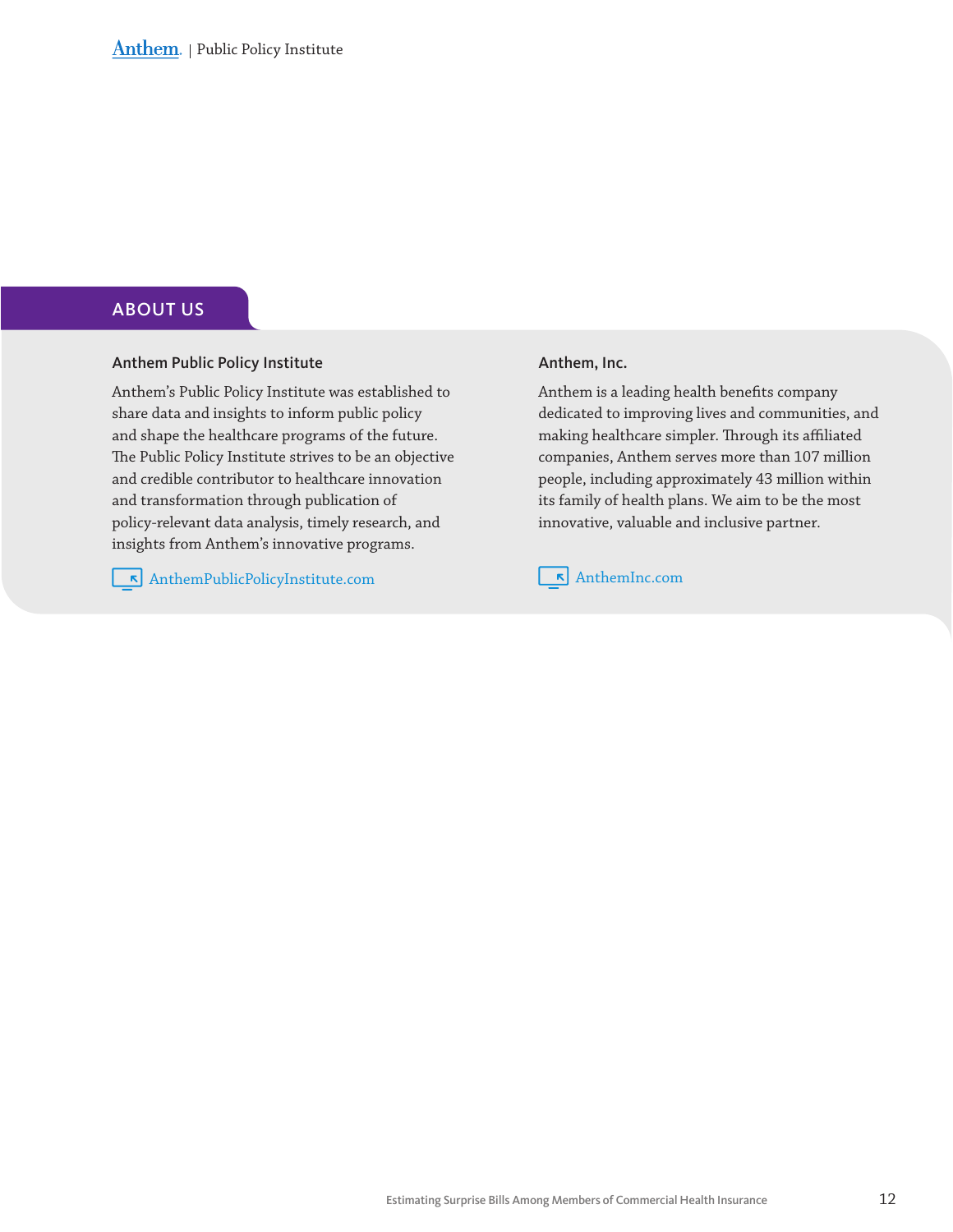## ABOUT US

### Anthem Public Policy Institute

Anthem's Public Policy Institute was established to share data and insights to inform public policy and shape the healthcare programs of the future. The Public Policy Institute strives to be an objective and credible contributor to healthcare innovation and transformation through publication of policy-relevant data analysis, timely research, and insights from Anthem's innovative programs.

AnthemPublicPolicyInstitute.com

### Anthem, Inc.

Anthem is a leading health benefits company dedicated to improving lives and communities, and making healthcare simpler. Through its affiliated companies, Anthem serves more than 107 million people, including approximately 43 million within its family of health plans. We aim to be the most innovative, valuable and inclusive partner.

AnthemInc.com